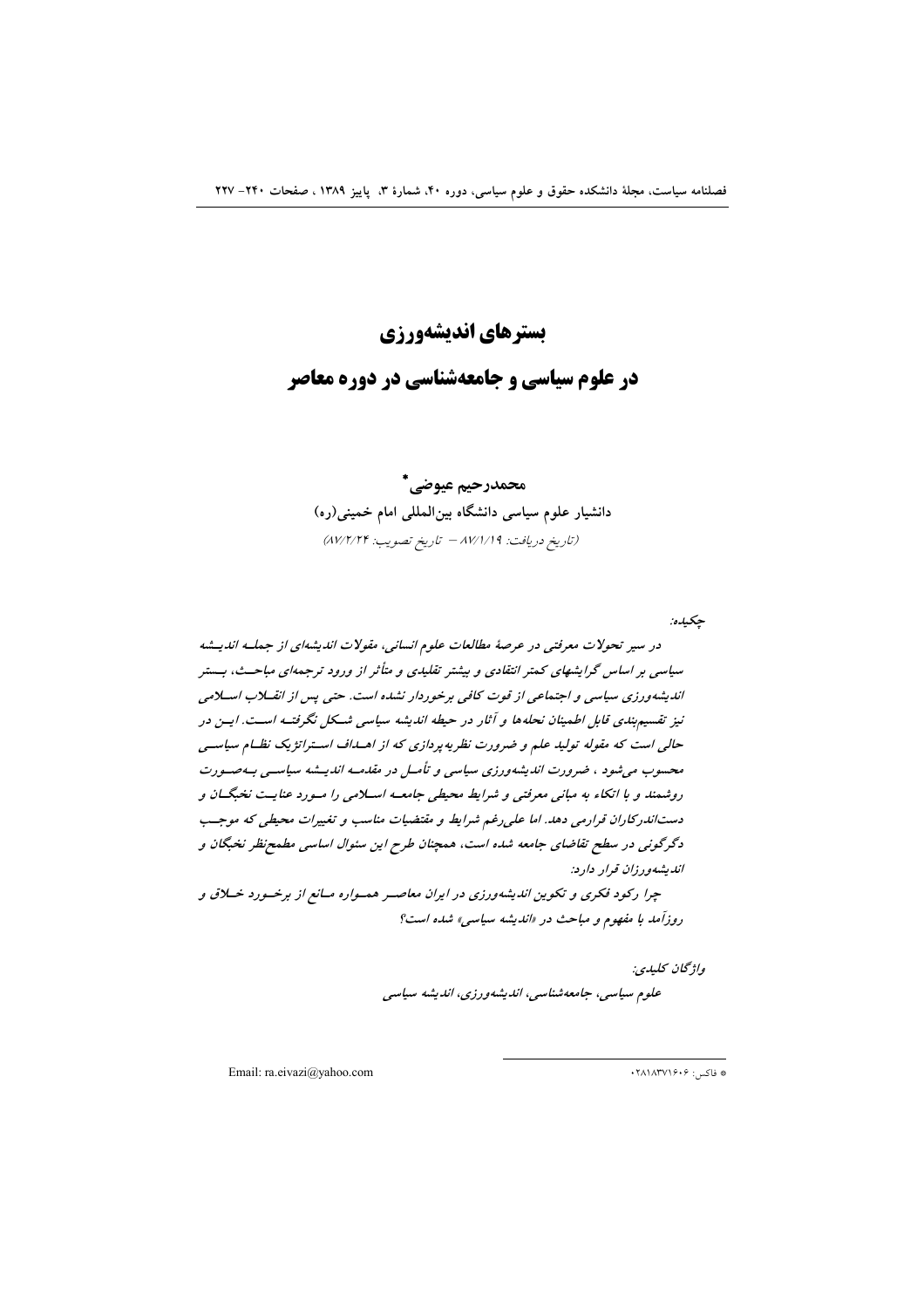# بسترهای اندیشه‌ورزی

# در علوم سیاسی و جامعه‌شناسی در دوره معاصر

**محمدرحیم عیوضی***

دانشیار علوم سیاسی دانشگاه بین‌المللی امام خمینی(ره)

*(تاریخ دریافت: ۸۷/۱/۱۹ – تاریخ تصویب: ۸۷/۲/۲۴)*

چکیده:

*در سیر تحولات معرفتی در عرصهٔ مطالعات علوم انسانی، مقولات اندیشه‌ای از جمله اندیشه سیاسی بر اساس گرایشهای کمتر انتقادی و بیشتر تقلیدی و متأثر از ورود ترجمه‌ای مباحث، بستر اندیشه‌ورزی سیاسی و اجتماعی از قوت کافی برخوردار نشده است. حتی پس از انقلاب اسلامی نیز تقسیم‌بندی قابل اطمینان نحله‌ها و آثار در حیطه اندیشه سیاسی شکل نگرفته است. این در حالی است که مقوله تولید علم و ضرورت نظریه‌پردازی که از اهداف استراتژیک نظام سیاسی محسوب می‌شود ، ضرورت اندیشه‌ورزی سیاسی و تأمل در مقدمه اندیشه سیاسی به‌صورت روشمند و با اتکاء به مبانی معرفتی و شرایط محیطی جامعه اسلامی را مورد عنایت نخبگان و دست‌اندرکاران قرارمی دهد. اما علی‌رغم شرایط و مقتضیات مناسب و تغییرات محیطی که موجب دگرگونی در سطح تقاضای جامعه شده است، همچنان طرح این سئوال اساسی مطمح‌نظر نخبگان و اندیشه‌ورزان قرار دارد:*

*چرا رکود فکری و تکوین اندیشه‌ورزی در ایران معاصر همواره مانع از برخورد خلاق و روزآمد با مفهوم و مباحث در «اندیشه سیاسی» شده است؟*

واژگان کلیدی:

*علوم سیاسی، جامعه‌شناسی، اندیشه‌ورزی، اندیشه سیاسی*

---

* فاکس: ۰۲۸۱۸۳۷۱۶۰۶

Email: ra.eivazi@yahoo.com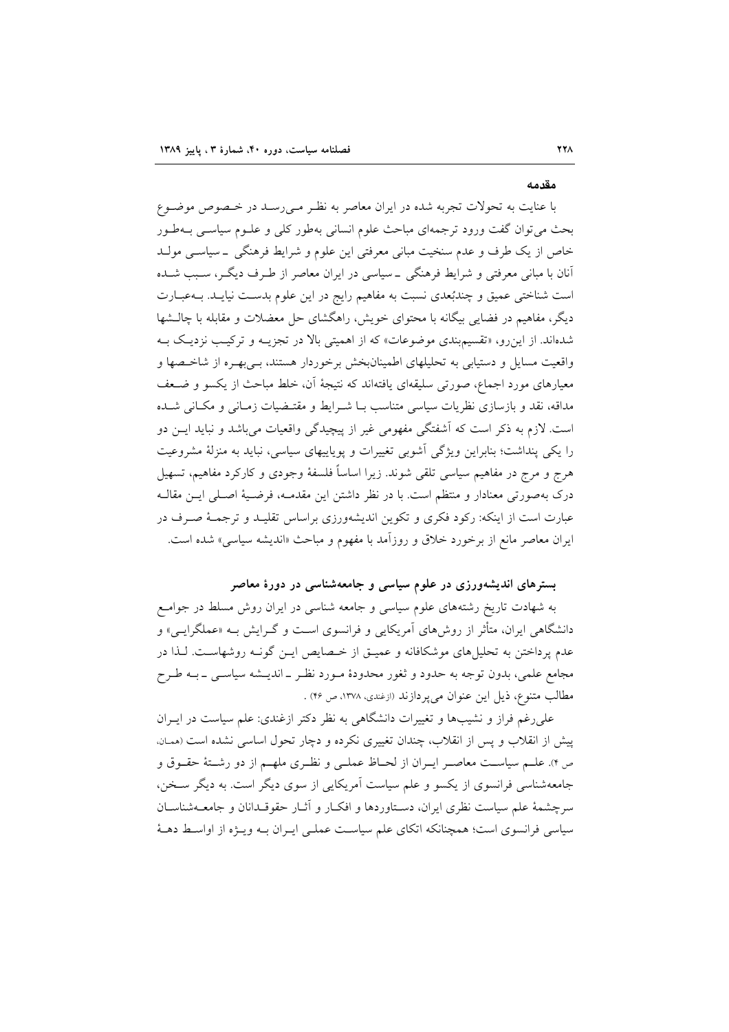## مقدمه

با عنایت به تحولات تجربه شده در ایران معاصر به نظر می‌رسد در خصوص موضوع بحث می‌توان گفت ورود ترجمه‌ای مباحث علوم انسانی به‌طور کلی و علوم سیاسی به‌طور خاص از یک طرف و عدم سنخیت مبانی معرفتی این علوم و شرایط فرهنگی ـ سیاسی مولد آنان با مبانی معرفتی و شرایط فرهنگی ـ سیاسی در ایران معاصر از طرف دیگر، سبب شده است شناختی عمیق و چندبُعدی نسبت به مفاهیم رایج در این علوم بدست نیاید. به‌عبارت دیگر، مفاهیم در فضایی بیگانه با محتوای خویش، راهگشای حل معضلات و مقابله با چالشها شده‌اند. از این‌رو، «تقسیم‌بندی موضوعات» که از اهمیتی بالا در تجزیه و ترکیب نزدیک به واقعیت مسایل و دستیابی به تحلیلهای اطمینان‌بخش برخوردار هستند، بی‌بهره از شاخصها و معیارهای مورد اجماع، صورتی سلیقه‌ای یافته‌اند که نتیجهٔ آن، خلط مباحث از یکسو و ضعف مداقه، نقد و بازسازی نظریات سیاسی متناسب با شرایط و مقتضیات زمانی و مکانی شده است. لازم به ذکر است که آشفتگی مفهومی غیر از پیچیدگی واقعیات می‌باشد و نباید این دو را یکی پنداشت؛ بنابراین ویژگی آشوبی تغییرات و پویاییهای سیاسی، نباید به منزلهٔ مشروعیت هرج و مرج در مفاهیم سیاسی تلقی شوند. زیرا اساساً فلسفهٔ وجودی و کارکرد مفاهیم، تسهیل درک به‌صورتی معنادار و منتظم است. با در نظر داشتن این مقدمه، فرضیهٔ اصلی این مقاله عبارت است از اینکه: رکود فکری و تکوین اندیشه‌ورزی براساس تقلید و ترجمهٔ صرف در ایران معاصر مانع از برخورد خلاق و روزآمد با مفهوم و مباحث «اندیشه سیاسی» شده است.

## بسترهای اندیشه‌ورزی در علوم سیاسی و جامعه‌شناسی در دورهٔ معاصر

به شهادت تاریخ رشته‌های علوم سیاسی و جامعه شناسی در ایران روش مسلط در جوامع دانشگاهی ایران، متأثر از روش‌های آمریکایی و فرانسوی است و گرایش به «عملگرایی» و عدم پرداختن به تحلیل‌های موشکافانه و عمیق از خصایص این گونه روشهاست. لذا در مجامع علمی، بدون توجه به حدود و ثغور محدودهٔ مورد نظر ـ اندیشه سیاسی ـ به طرح مطالب متنوع، ذیل این عنوان می‌پردازند (ازغندی، ۱۳۷۸، ص ۴۶) .

علی‌رغم فراز و نشیب‌ها و تغییرات دانشگاهی به نظر دکتر ازغندی: علم سیاست در ایران پیش از انقلاب و پس از انقلاب، چندان تغییری نکرده و دچار تحول اساسی نشده است (همان، ص ۴). علم سیاست معاصر ایران از لحاظ عملی و نظری ملهم از دو رشتهٔ حقوق و جامعه‌شناسی فرانسوی از یکسو و علم سیاست آمریکایی از سوی دیگر است. به دیگر سخن، سرچشمهٔ علم سیاست نظری ایران، دستاوردها و افکار و آثار حقوقدانان و جامعه‌شناسان سیاسی فرانسوی است؛ همچنانکه اتکای علم سیاست عملی ایران به ویژه از اواسط دههٔ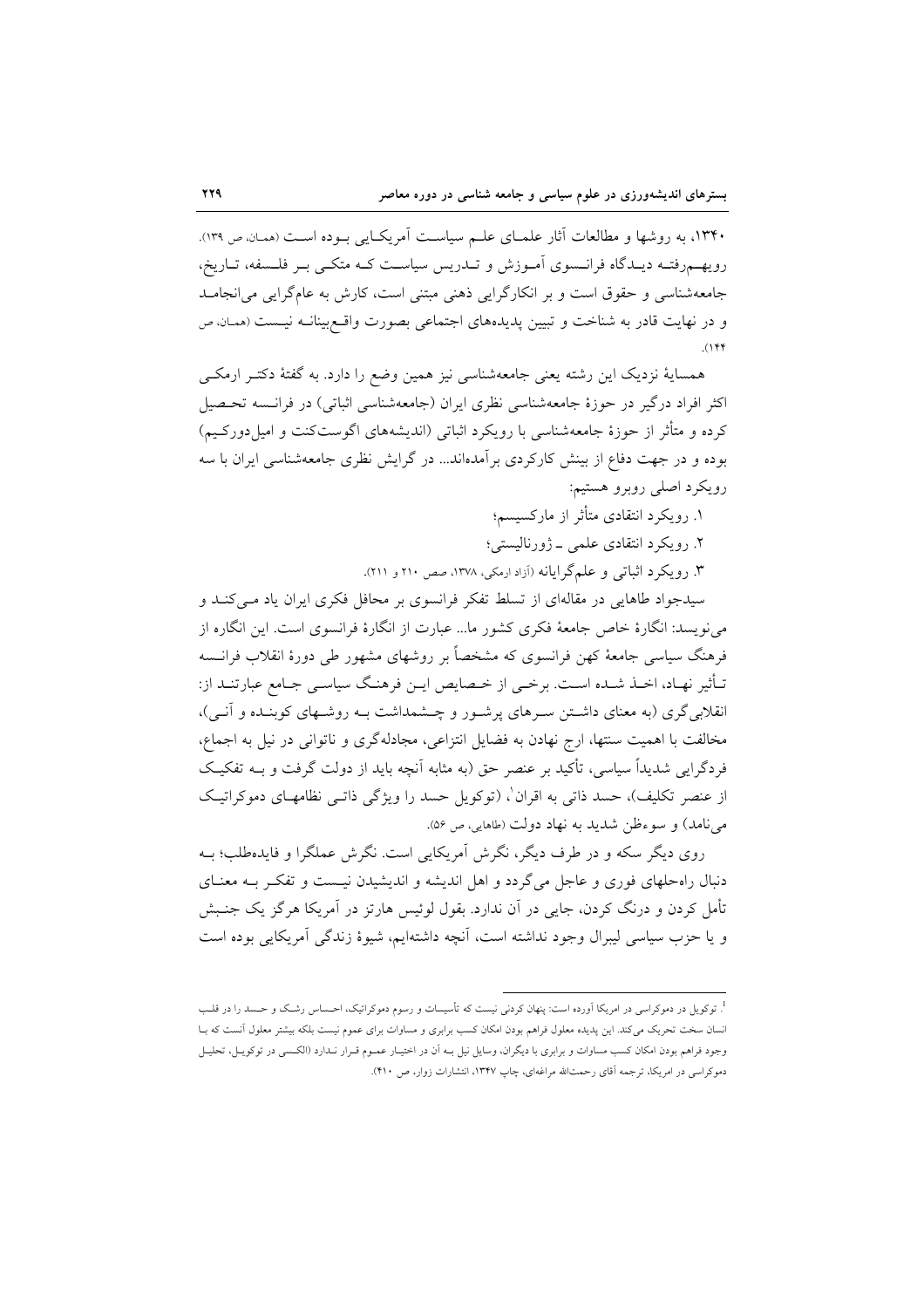۱۳۴۰، به روشها و مطالعات آثار علمای علم سیاست آمریکایی بوده است (همان، ص ۱۳۹). رویهم‌رفته دیدگاه فرانسوی آموزش و تدریس سیاست که متکی بر فلسفه، تاریخ، جامعه‌شناسی و حقوق است و بر انکارگرایی ذهنی مبتنی است، کارش به عام‌گرایی می‌انجامد و در نهایت قادر به شناخت و تبیین پدیده‌های اجتماعی بصورت واقع‌بینانه نیست (همان، ص ۱۴۴).

همسایهٔ نزدیک این رشته یعنی جامعه‌شناسی نیز همین وضع را دارد. به گفتهٔ دکتر ارمکی اکثر افراد درگیر در حوزهٔ جامعه‌شناسی نظری ایران (جامعه‌شناسی اثباتی) در فرانسه تحصیل کرده و متأثر از حوزهٔ جامعه‌شناسی با رویکرد اثباتی (اندیشه‌های اگوست‌کنت و امیل‌دورکیم) بوده و در جهت دفاع از بینش کارکردی برآمده‌اند... در گرایش نظری جامعه‌شناسی ایران با سه رویکرد اصلی روبرو هستیم:

۱. رویکرد انتقادی متأثر از مارکسیسم؛

۲. رویکرد انتقادی علمی ـ ژورنالیستی؛

۳. رویکرد اثباتی و علم‌گرایانه (آزاد ارمکی، ۱۳۷۸، صص ۲۱۰ و ۲۱۱).

سیدجواد طاهایی در مقاله‌ای از تسلط تفکر فرانسوی بر محافل فکری ایران یاد می‌کند و می‌نویسد: انگارهٔ خاص جامعهٔ فکری کشور ما... عبارت از انگارهٔ فرانسوی است. این انگاره از فرهنگ سیاسی جامعهٔ کهن فرانسوی که مشخصاً بر روشهای مشهور طی دورهٔ انقلاب فرانسه تأثیر نهاد، اخذ شده است. برخی از خصایص این فرهنگ سیاسی جامع عبارتند از: انقلابی‌گری (به معنای داشتن سرهای پرشور و چشمداشت به روشهای کوبنده و آنی)، مخالفت با اهمیت سنتها، ارج نهادن به فضایل انتزاعی، مجادله‌گری و ناتوانی در نیل به اجماع، فردگرایی شدیداً سیاسی، تأکید بر عنصر حق (به مثابه آنچه باید از دولت گرفت و به تفکیک از عنصر تکلیف)، حسد ذاتی به اقران[1]، (توکویل حسد را ویژگی ذاتی نظامهای دموکراتیک می‌نامد) و سوءظن شدید به نهاد دولت (طاهایی، ص ۵۶).

روی دیگر سکه و در طرف دیگر، نگرش آمریکایی است. نگرش عملگرا و فایده‌طلب؛ به دنبال راه‌حلهای فوری و عاجل می‌گردد و اهل اندیشه و اندیشیدن نیست و تفکر به معنای تأمل کردن و درنگ کردن، جایی در آن ندارد. بقول لوئیس هارتز در آمریکا هرگز یک جنبش و یا حزب سیاسی لیبرال وجود نداشته است، آنچه داشته‌ایم، شیوهٔ زندگی آمریکایی بوده است

---

[1]. توکویل در دموکراسی در امریکا آورده است: پنهان کردنی نیست که تأسیسات و رسوم دموکراتیک، احساس رشک و حسد را در قلب انسان سخت تحریک می‌کند. این پدیده معلول فراهم بودن امکان کسب برابری و مساوات برای عموم نیست بلکه بیشتر معلول آنست که با وجود فراهم بودن امکان کسب مساوات و برابری با دیگران، وسایل نیل به آن در اختیار عموم قرار ندارد (الکسی دو توکویل، تحلیل دموکراسی در امریکا، ترجمه آقای رحمت‌الله مراغه‌ای، چاپ ۱۳۴۷، انتشارات زوار، ص ۴۱۰).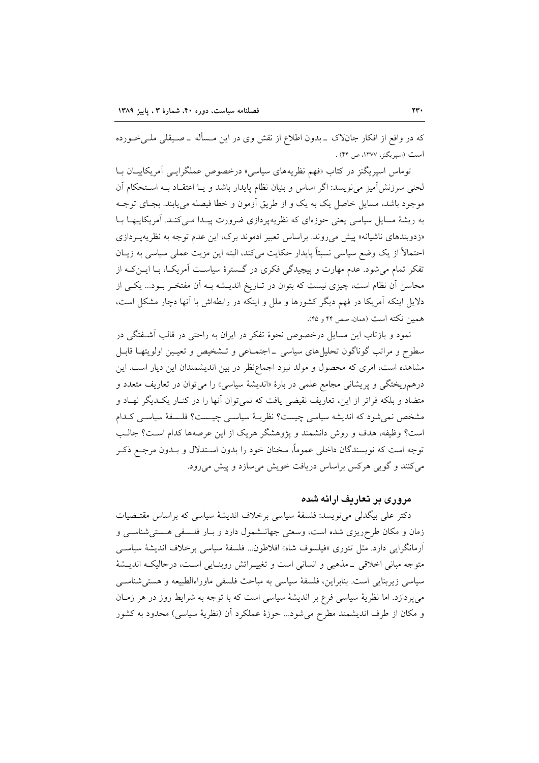که در واقع از افکار جان‌لاک ـ بدون اطلاع از نقش وی در این مسأله ـ صیقلی ملی‌خورده است (اسپریگنز، ۱۳۷۷، ص ۴۴) .

توماس اسپریگنز در کتاب «فهم نظریه‌های سیاسی» درخصوص عملگرایی آمریکاییان با لحنی سرزنش‌آمیز می‌نویسد: اگر اساس و بنیان نظام پایدار باشد و یا اعتقاد به استحکام آن موجود باشد، مسایل خاصل یک به یک و از طریق آزمون و خطا فیصله می‌یابند. بجای توجه به ریشهٔ مسایل سیاسی یعنی حوزه‌ای که نظریه‌پردازی ضرورت پیدا می‌کند. آمریکاییها با «زدوبندهای ناشیانه» پیش می‌روند. براساس تعبیر ادموند برک، این عدم توجه به نظریه‌پردازی احتمالاً از یک وضع سیاسی نسبتاً پایدار حکایت می‌کند، البته این مزیت عملی سیاسی به زیان تفکر تمام می‌شود. عدم مهارت و پیچیدگی فکری در گسترهٔ سیاست آمریکا، با اینکه از محاسن آن نظام است، چیزی نیست که بتوان در تاریخ اندیشه به آن مفتخر بود... یکی از دلایل اینکه آمریکا در فهم دیگر کشورها و ملل و اینکه در رابطه‌اش با آنها دچار مشکل است، همین نکته است (همان، صص ۴۴ و ۴۵).

نمود و بازتاب این مسایل درخصوص نحوهٔ تفکر در ایران به راحتی در قالب آشفتگی در سطوح و مراتب گوناگون تحلیل‌های سیاسی ـ اجتماعی و تشخیص و تعیین اولویتها قابل مشاهده است، امری که محصول و مولد نبود اجماع‌نظر در بین اندیشمندان این دیار است. این درهم‌ریختگی و پریشانی مجامع علمی در بارهٔ «اندیشهٔ سیاسی» را می‌توان در تعاریف متعدد و متضاد و بلکه فراتر از این، تعاریف نقیضی یافت که نمی‌توان آنها را در کنار یکدیگر نهاد و مشخص نمی‌شود که اندیشه سیاسی چیست؟ نظریهٔ سیاسی چیست؟ فلسفهٔ سیاسی کدام است؟ وظیفه، هدف و روش دانشمند و پژوهشگر هریک از این عرصه‌ها کدام است؟ جالب توجه است که نویسندگان داخلی عموماً سخنان خود را بدون استدلال و بدون مرجع ذکر می‌کنند و گویی هرکس براساس دریافت خویش می‌سازد و پیش می‌رود.

## مروری بر تعاریف ارائه شده

دکتر علی بیگدلی می‌نویسد: فلسفهٔ سیاسی برخلاف اندیشهٔ سیاسی که براساس مقتضیات زمان و مکان طرح‌ریزی شده است، وسعتی جهانشمول دارد و بار فلسفی هستی‌شناسی و آرمانگرایی دارد. مثل تئوری «فیلسوف شاه» افلاطون... فلسفهٔ سیاسی برخلاف اندیشهٔ سیاسی متوجه مبانی اخلاقی ـ مذهبی و انسانی است و تغییراتش روبنایی است، درحالیکه اندیشهٔ سیاسی زیربنایی است. بنابراین، فلسفهٔ سیاسی به مباحث فلسفی ماوراءالطبیعه و هستی‌شناسی می‌پردازد. اما نظریهٔ سیاسی فرع بر اندیشهٔ سیاسی است که با توجه به شرایط روز در هر زمان و مکان از طرف اندیشمند مطرح می‌شود... حوزهٔ عملکرد آن (نظریهٔ سیاسی) محدود به کشور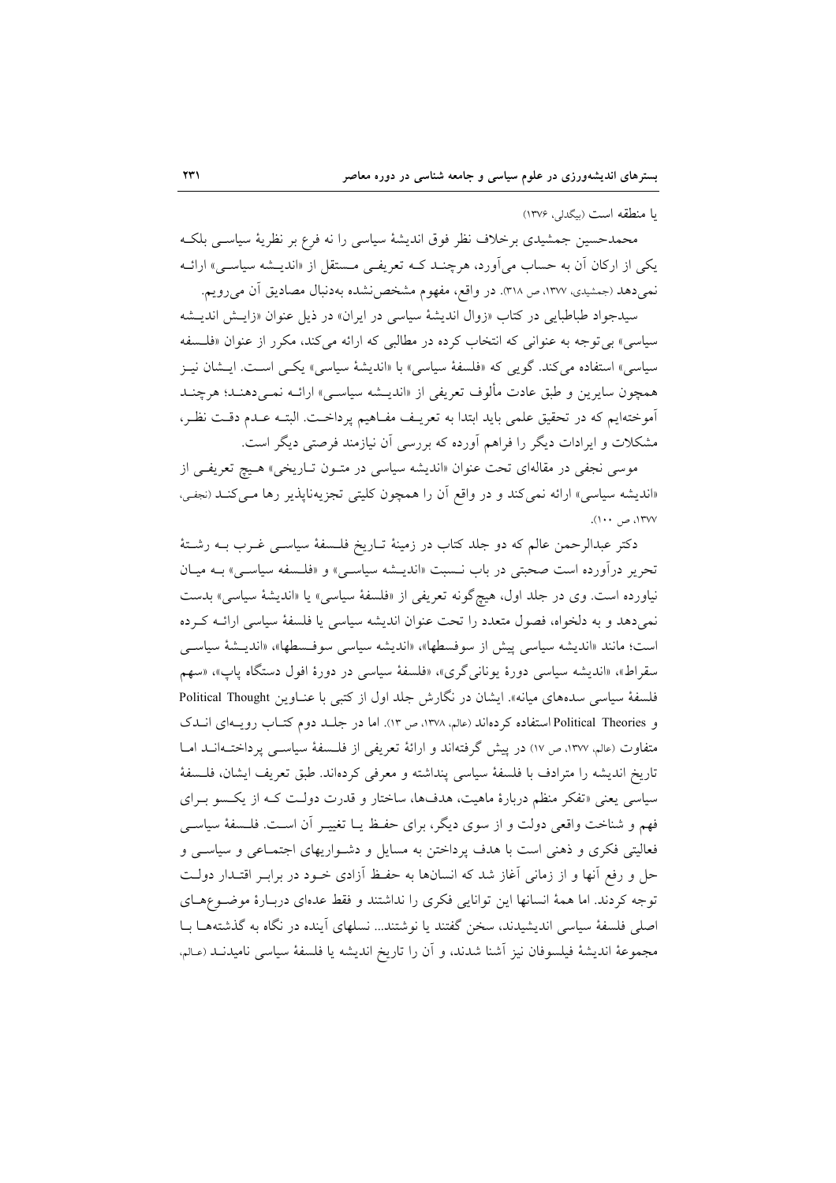یا منطقه است (بیگدلی، ۱۳۷۶)

محمدحسین جمشیدی برخلاف نظر فوق اندیشهٔ سیاسی را نه فرع بر نظریهٔ سیاسی بلکه یکی از ارکان آن به حساب می‌آورد، هرچند که تعریفی مستقل از «اندیشه سیاسی» ارائه نمی‌دهد (جمشیدی، ۱۳۷۷، ص ۳۱۸). در واقع، مفهوم مشخص‌نشده به‌دنبال مصادیق آن می‌رویم.

سیدجواد طباطبایی در کتاب «زوال اندیشهٔ سیاسی در ایران» در ذیل عنوان «زایش اندیشه سیاسی» بی‌توجه به عنوانی که انتخاب کرده در مطالبی که ارائه می‌کند، مکرر از عنوان «فلسفه سیاسی» استفاده می‌کند. گویی که «فلسفهٔ سیاسی» با «اندیشهٔ سیاسی» یکی است. ایشان نیز همچون سایرین و طبق عادت مألوف تعریفی از «اندیشه سیاسی» ارائه نمی‌دهند؛ هرچند آموخته‌ایم که در تحقیق علمی باید ابتدا به تعریف مفاهیم پرداخت. البته عدم دقت نظر، مشکلات و ایرادات دیگر را فراهم آورده که بررسی آن نیازمند فرصتی دیگر است.

موسی نجفی در مقاله‌ای تحت عنوان «اندیشه سیاسی در متون تاریخی» هیچ تعریفی از «اندیشه سیاسی» ارائه نمی‌کند و در واقع آن را همچون کلیتی تجزیه‌ناپذیر رها می‌کند (نجفی، ۱۳۷۷، ص ۱۰۰).

دکتر عبدالرحمن عالم که دو جلد کتاب در زمینهٔ تاریخ فلسفهٔ سیاسی غرب به رشتهٔ تحریر درآورده است صحبتی در باب نسبت «اندیشه سیاسی» و «فلسفه سیاسی» به میان نیاورده است. وی در جلد اول، هیچ‌گونه تعریفی از «فلسفهٔ سیاسی» یا «اندیشهٔ سیاسی» بدست نمی‌دهد و به دلخواه، فصول متعدد را تحت عنوان اندیشه سیاسی یا فلسفهٔ سیاسی ارائه کرده است؛ مانند «اندیشه سیاسی پیش از سوفسطها»، «اندیشه سیاسی سوفسطها»، «اندیشهٔ سیاسی سقراط»، «اندیشه سیاسی دورهٔ یونانی‌گری»، «فلسفهٔ سیاسی در دورهٔ افول دستگاه پاپ»، «سهم فلسفهٔ سیاسی سده‌های میانه». ایشان در نگارش جلد اول از کتبی با عناوین Political Thought و Political Theories استفاده کرده‌اند (عالم، ۱۳۷۸، ص ۱۳). اما در جلد دوم کتاب رویه‌ای اندک متفاوت (عالم، ۱۳۷۷، ص ۱۷) در پیش گرفته‌اند و ارائهٔ تعریفی از فلسفهٔ سیاسی پرداخته‌اند اما تاریخ اندیشه را مترادف با فلسفهٔ سیاسی پنداشته و معرفی کرده‌اند. طبق تعریف ایشان، فلسفهٔ سیاسی یعنی «تفکر منظم دربارهٔ ماهیت، هدف‌ها، ساختار و قدرت دولت که از یکسو برای فهم و شناخت واقعی دولت و از سوی دیگر، برای حفظ یا تغییر آن است. فلسفهٔ سیاسی فعالیتی فکری و ذهنی است با هدف پرداختن به مسایل و دشواریهای اجتماعی و سیاسی و حل و رفع آنها و از زمانی آغاز شد که انسانها به حفظ آزادی خود در برابر اقتدار دولت توجه کردند. اما همهٔ انسانها این توانایی فکری را نداشتند و فقط عده‌ای دربارهٔ موضوع‌های اصلی فلسفهٔ سیاسی اندیشیدند، سخن گفتند یا نوشتند... نسلهای آینده در نگاه به گذشته‌ها با مجموعهٔ اندیشهٔ فیلسوفان نیز آشنا شدند، و آن را تاریخ اندیشه یا فلسفهٔ سیاسی نامیدند (عالم،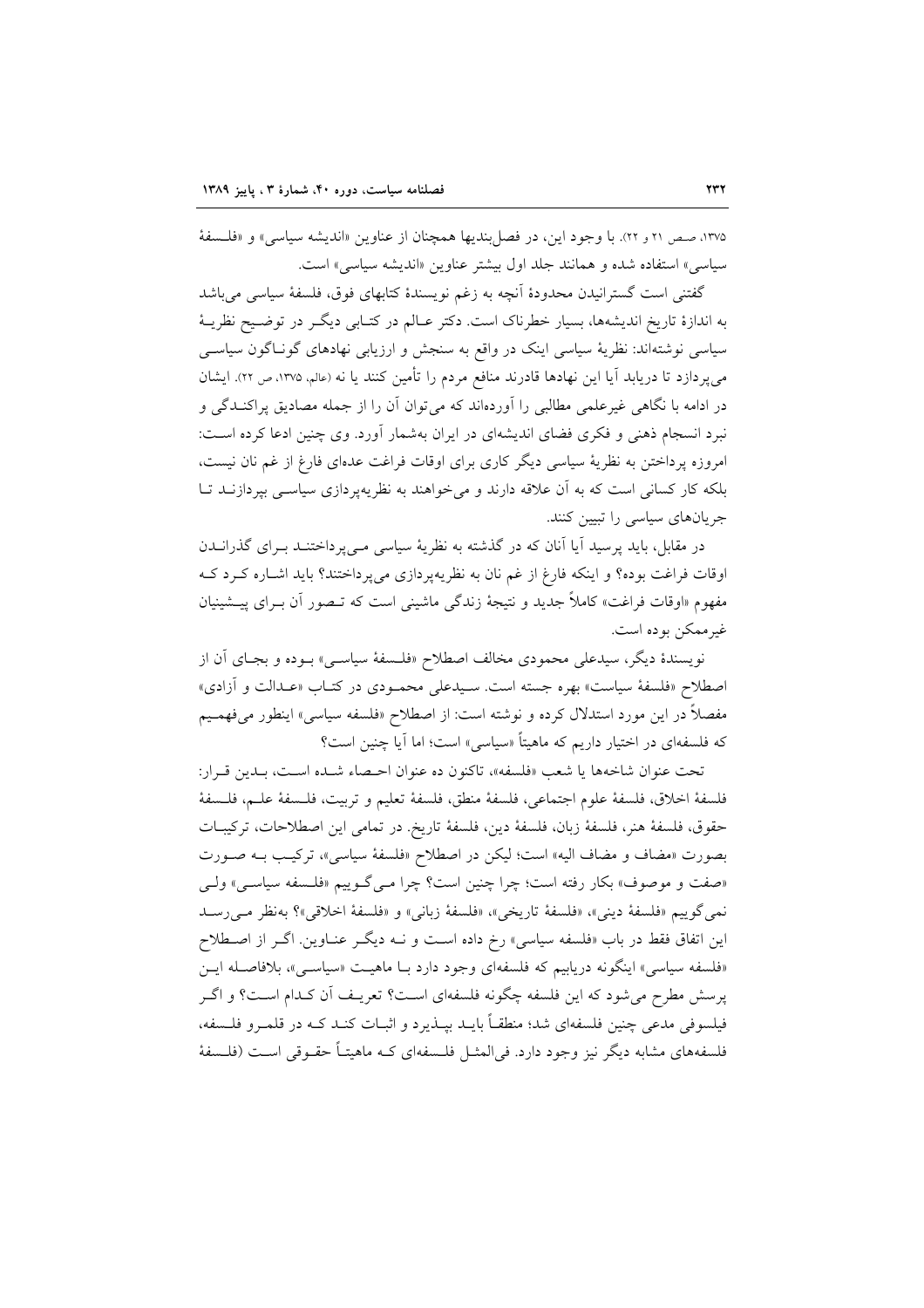۱۳۷۵، صص ۲۱ و ۲۲). با وجود این، در فصل‌بندیها همچنان از عناوین «اندیشه سیاسی» و «فلسفهٔ سیاسی» استفاده شده و همانند جلد اول بیشتر عناوین «اندیشه سیاسی» است.

گفتنی است گسترانیدن محدودهٔ آنچه به زعم نویسندهٔ کتابهای فوق، فلسفهٔ سیاسی می‌باشد به اندازهٔ تاریخ اندیشه‌ها، بسیار خطرناک است. دکتر عالم در کتابی دیگر در توضیح نظریهٔ سیاسی نوشته‌اند: نظریهٔ سیاسی اینک در واقع به سنجش و ارزیابی نهادهای گوناگون سیاسی می‌پردازد تا دریابد آیا این نهادها قادرند منافع مردم را تأمین کنند یا نه (عالم، ۱۳۷۵، ص ۲۲). ایشان در ادامه با نگاهی غیرعلمی مطالبی را آورده‌اند که می‌توان آن را از جمله مصادیق پراکندگی و نبرد انسجام ذهنی و فکری فضای اندیشه‌ای در ایران به‌شمار آورد. وی چنین ادعا کرده است: امروزه پرداختن به نظریهٔ سیاسی دیگر کاری برای اوقات فراغت عده‌ای فارغ از غم نان نیست، بلکه کار کسانی است که به آن علاقه دارند و می‌خواهند به نظریه‌پردازی سیاسی بپردازند تا جریان‌های سیاسی را تبیین کنند.

در مقابل، باید پرسید آیا آنان که در گذشته به نظریهٔ سیاسی می‌پرداختند برای گذراندن اوقات فراغت بوده؟ و اینکه فارغ از غم نان به نظریه‌پردازی می‌پرداختند؟ باید اشاره کرد که مفهوم «اوقات فراغت» کاملاً جدید و نتیجهٔ زندگی ماشینی است که تصور آن برای پیشینیان غیرممکن بوده است.

نویسندهٔ دیگر، سیدعلی محمودی مخالف اصطلاح «فلسفهٔ سیاسی» بوده و بجای آن از اصطلاح «فلسفهٔ سیاست» بهره جسته است. سیدعلی محمودی در کتاب «عدالت و آزادی» مفصلاً در این مورد استدلال کرده و نوشته است: از اصطلاح «فلسفه سیاسی» اینطور می‌فهمیم که فلسفه‌ای در اختیار داریم که ماهیتاً «سیاسی» است؛ اما آیا چنین است؟

تحت عنوان شاخه‌ها یا شعب «فلسفه»، تاکنون ده عنوان احصاء شده است، بدین قرار: فلسفهٔ اخلاق، فلسفهٔ علوم اجتماعی، فلسفهٔ منطق، فلسفهٔ تعلیم و تربیت، فلسفهٔ علم، فلسفهٔ حقوق، فلسفهٔ هنر، فلسفهٔ زبان، فلسفهٔ دین، فلسفهٔ تاریخ. در تمامی این اصطلاحات، ترکیبات بصورت «مضاف و مضاف الیه» است؛ لیکن در اصطلاح «فلسفهٔ سیاسی»، ترکیب به صورت «صفت و موصوف» بکار رفته است؛ چرا چنین است؟ چرا می‌گوییم «فلسفه سیاسی» ولی نمی‌گوییم «فلسفهٔ دینی»، «فلسفهٔ تاریخی»، «فلسفهٔ زبانی» و «فلسفهٔ اخلاقی»؟ به‌نظر می‌رسد این اتفاق فقط در باب «فلسفه سیاسی» رخ داده است و نه دیگر عناوین. اگر از اصطلاح «فلسفه سیاسی» اینگونه دریابیم که فلسفه‌ای وجود دارد با ماهیت «سیاسی»، بلافاصله این پرسش مطرح می‌شود که این فلسفه چگونه فلسفه‌ای است؟ تعریف آن کدام است؟ و اگر فیلسوفی مدعی چنین فلسفه‌ای شد؛ منطقاً باید بپذیرد و اثبات کند که در قلمرو فلسفه، فلسفه‌های مشابه دیگر نیز وجود دارد. فی‌المثل فلسفه‌ای که ماهیتاً حقوقی است (فلسفهٔ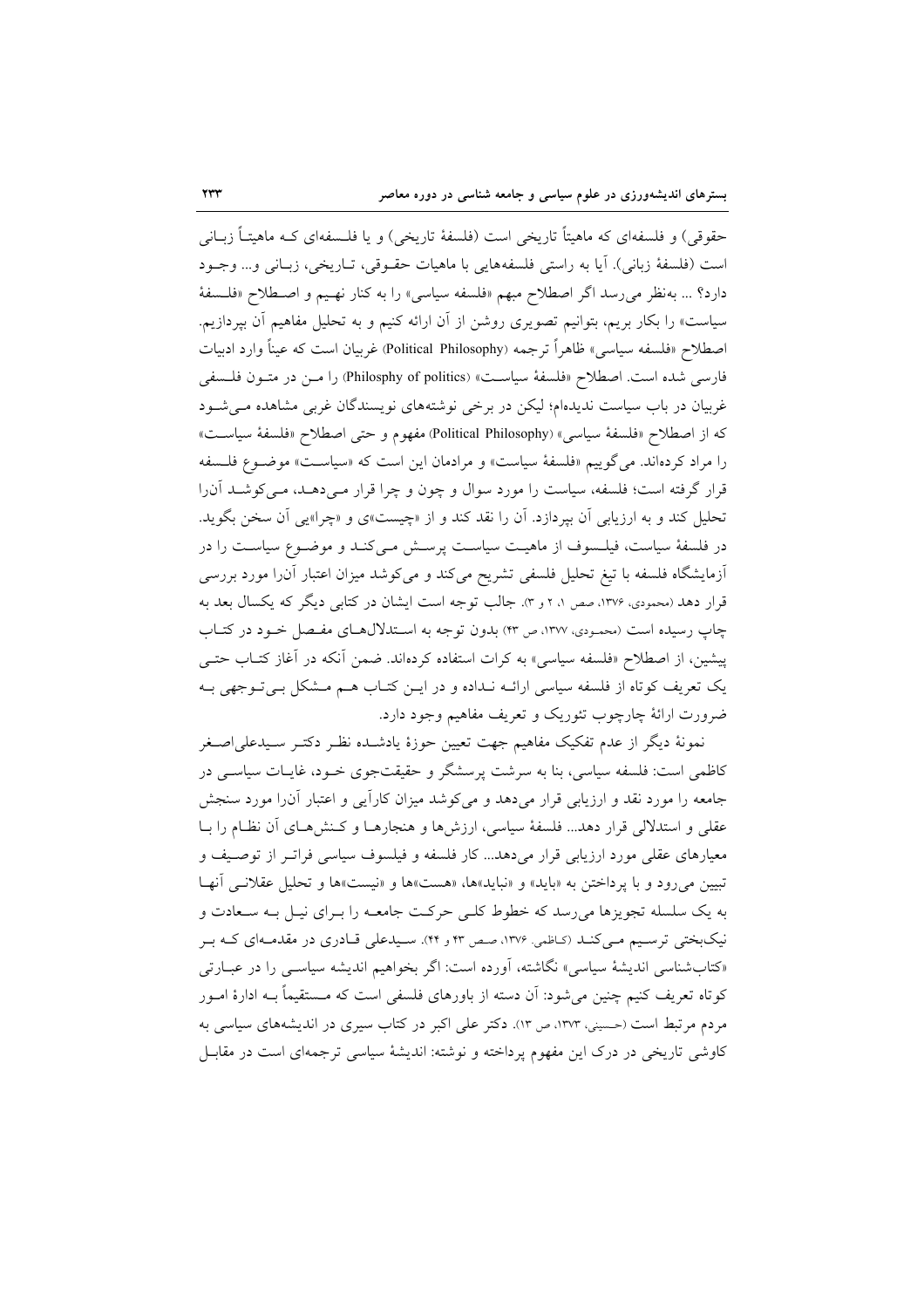حقوقی) و فلسفه‌ای که ماهیتاً تاریخی است (فلسفهٔ تاریخی) و یا فلسفه‌ای کـه ماهیتـاً زبـانی است (فلسفهٔ زبانی). آیا به راستی فلسفه‌هایی با ماهیات حقـوقی، تـاریخی، زبـانی و... وجـود دارد؟ ... به‌نظر می‌رسد اگر اصطلاح مبهم «فلسفه سیاسی» را به کنار نهـیم و اصـطلاح «فلسـفهٔ سیاست» را بکار بریم، بتوانیم تصویری روشن از آن ارائه کنیم و به تحلیل مفاهیم آن بپردازیم. اصطلاح «فلسفه سیاسی» ظاهراً ترجمه (Political Philosophy) غربیان است که عیناً وارد ادبیات فارسی شده است. اصطلاح «فلسفهٔ سیاسـت» (Philosphy of politics) را مـن در متـون فلسـفی غربیان در باب سیاست ندیده‌ام؛ لیکن در برخی نوشته‌های نویسندگان غربی مشاهده مـی‌شـود که از اصطلاح «فلسفهٔ سیاسی» (Political Philosophy) مفهوم و حتی اصطلاح «فلسفهٔ سیاسـت» را مراد کرده‌اند. می‌گوییم «فلسفهٔ سیاست» و مرادمان این است که «سیاسـت» موضـوع فلسـفه قرار گرفته است؛ فلسفه، سیاست را مورد سوال و چون و چرا قرار مـی‌دهـد، مـی‌کوشـد آن‌را تحلیل کند و به ارزیابی آن بپردازد. آن را نقد کند و از «چیست»ی و «چرا»یی آن سخن بگوید. در فلسفهٔ سیاست، فیلسـوف از ماهیـت سیاسـت پرسـش مـی‌کنـد و موضـوع سیاسـت را در آزمایشگاه فلسفه با تیغ تحلیل فلسفی تشریح می‌کند و می‌کوشد میزان اعتبار آن‌را مورد بررسی قرار دهد (محمودی، ۱۳۷۶، صص ۱، ۲ و ۳). جالب توجه است ایشان در کتابی دیگر که یکسال بعد به چاپ رسیده است (محمـودی، ۱۳۷۷، ص ۴۳) بدون توجه به اسـتدلال‌هـای مفـصل خـود در کتـاب پیشین، از اصطلاح «فلسفه سیاسی» به کرات استفاده کرده‌اند. ضمن آنکه در آغاز کتـاب حتـی یک تعریف کوتاه از فلسفه سیاسی ارائـه نـداده و در ایـن کتـاب هـم مـشکل بـی‌تـوجهی بـه ضرورت ارائهٔ چارچوب تئوریک و تعریف مفاهیم وجود دارد.

نمونهٔ دیگر از عدم تفکیک مفاهیم جهت تعیین حوزهٔ یادشـده نظـر دکتـر سـیدعلی‌اصـغر کاظمی است: فلسفه سیاسی، بنا به سرشت پرسشگر و حقیقت‌جوی خـود، غایـات سیاسـی در جامعه را مورد نقد و ارزیابی قرار می‌دهد و می‌کوشد میزان کارآیی و اعتبار آن‌را مورد سنجش عقلی و استدلالی قرار دهد... فلسفهٔ سیاسی، ارزش‌ها و هنجارهـا و کـنش‌هـای آن نظـام را بـا معیارهای عقلی مورد ارزیابی قرار می‌دهد... کار فلسفه و فیلسوف سیاسی فراتـر از توصـیف و تبیین می‌رود و با پرداختن به «باید» و «نباید»ها، «هست»ها و «نیست»ها و تحلیل عقلانـی آنهـا به یک سلسله تجویزها می‌رسد که خطوط کلـی حرکـت جامعـه را بـرای نیـل بـه سـعادت و نیک‌بختی ترسـیم مـی‌کنـد (کـاظمی، ۱۳۷۶، صـص ۴۳ و ۴۴). سـیدعلی قـادری در مقدمـه‌ای کـه بـر «کتاب‌شناسی اندیشهٔ سیاسی» نگاشته، آورده است: اگر بخواهیم اندیشه سیاسـی را در عبـارتی کوتاه تعریف کنیم چنین می‌شود: آن دسته از باورهای فلسفی است که مـستقیماً بـه ادارهٔ امـور مردم مرتبط است (حسینی، ۱۳۷۳، ص ۱۳). دکتر علی اکبر در کتاب سیری در اندیشه‌های سیاسی به کاوشی تاریخی در درک این مفهوم پرداخته و نوشته: اندیشهٔ سیاسی ترجمه‌ای است در مقابـل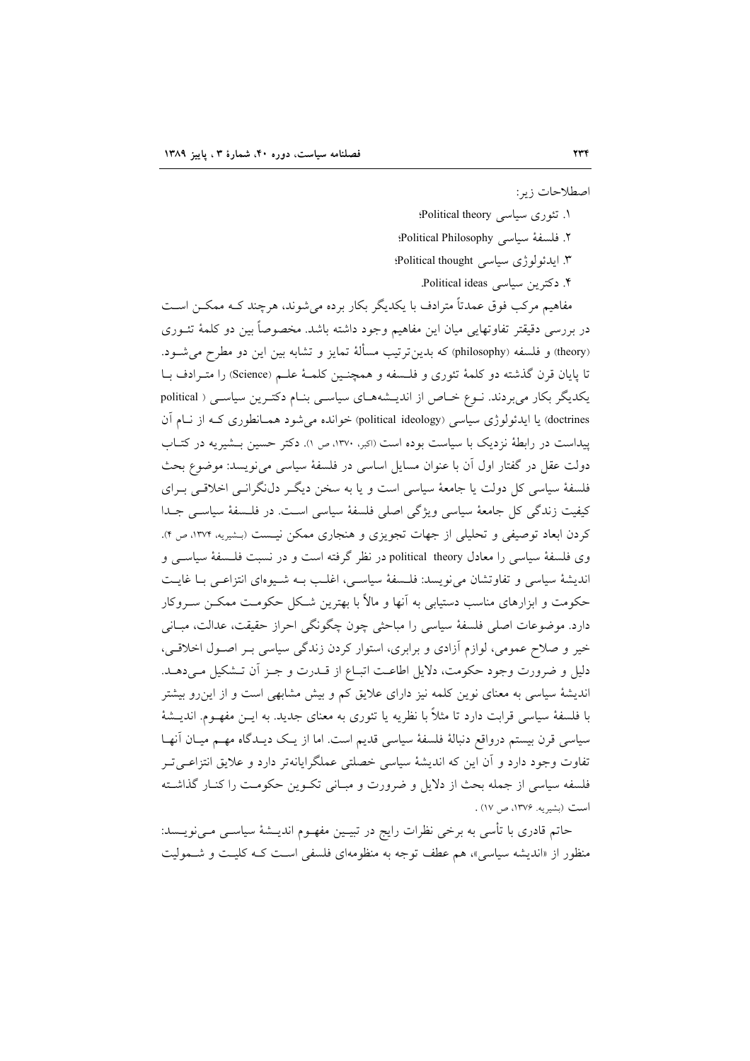اصطلاحات زیر:

۱. تئوری سیاسی Political theory؛

۲. فلسفهٔ سیاسی Political Philosophy؛

۳. ایدئولوژی سیاسی Political thought؛

۴. دکترین سیاسی Political ideas.

مفاهیم مرکب فوق عمدتاً مترادف با یکدیگر بکار برده می‌شوند، هرچند کـه ممکـن اسـت در بررسی دقیقتر تفاوتهایی میان این مفاهیم وجود داشته باشد. مخصوصاً بین دو کلمهٔ تئـوری (theory) و فلسفه (philosophy) که بدین‌ترتیب مسألهٔ تمایز و تشابه بین این دو مطرح می‌شـود. تا پایان قرن گذشته دو کلمهٔ تئوری و فلسـفه و همچنـین کلمـهٔ علـم (Science) را متـرادف بـا یکدیگر بکار می‌بردند. نـوع خـاص از اندیـشه‌هـای سیاسـی بنـام دکتـرین سیاسـی ( political doctrines) یا ایدئولوژی سیاسی (political ideology) خوانده می‌شود همـانطوری کـه از نـام آن پیداست در رابطهٔ نزدیک با سیاست بوده است (اکبر، ۱۳۷۰، ص ۱). دکتر حسین بـشیریه در کتـاب دولت عقل در گفتار اول آن با عنوان مسایل اساسی در فلسفهٔ سیاسی می‌نویسد: موضوع بحث فلسفهٔ سیاسی کل دولت یا جامعهٔ سیاسی است و یا به سخن دیگـر دلنگرانـی اخلاقـی بـرای کیفیت زندگی کل جامعهٔ سیاسی ویژگی اصلی فلسفهٔ سیاسی اسـت. در فلـسفهٔ سیاسـی جـدا کردن ابعاد توصیفی و تحلیلی از جهات تجویزی و هنجاری ممکن نیـست (بشیریه، ۱۳۷۴، ص ۴). وی فلسفهٔ سیاسی را معادل political theory در نظر گرفته است و در نسبت فلـسفهٔ سیاسـی و اندیشهٔ سیاسی و تفاوتشان می‌نویسد: فلـسفهٔ سیاسـی، اغلـب بـه شـیوه‌ای انتزاعـی بـا غایـت حکومت و ابزارهای مناسب دستیابی به آنها و مآلاً با بهترین شـکل حکومـت ممکـن سـروکار دارد. موضوعات اصلی فلسفهٔ سیاسی را مباحثی چون چگونگی احراز حقیقت، عدالت، مبـانی خیر و صلاح عمومی، لوازم آزادی و برابری، استوار کردن زندگی سیاسی بـر اصـول اخلاقـی، دلیل و ضرورت وجود حکومت، دلایل اطاعـت اتبـاع از قـدرت و جـز آن تـشکیل مـی‌دهـد. اندیشهٔ سیاسی به معنای نوین کلمه نیز دارای علایق کم و بیش مشابهی است و از این‌رو بیشتر با فلسفهٔ سیاسی قرابت دارد تا مثلاً با نظریه یا تئوری به معنای جدید. به ایـن مفهـوم. اندیـشهٔ سیاسی قرن بیستم درواقع دنبالهٔ فلسفهٔ سیاسی قدیم است. اما از یـک دیـدگاه مهـم میـان آنهـا تفاوت وجود دارد و آن این که اندیشهٔ سیاسی خصلتی عملگرایانه‌تر دارد و علایق انتزاعـی‌تـر فلسفه سیاسی از جمله بحث از دلایل و ضرورت و مبـانی تکـوین حکومـت را کنـار گذاشـته است (بشیریه. ۱۳۷۶، ص ۱۷) .

حاتم قادری با تأسی به برخی نظرات رایج در تبیـین مفهـوم اندیـشهٔ سیاسـی مـی‌نویـسد: منظور از «اندیشه سیاسی»، هم عطف توجه به منظومه‌ای فلسفی اسـت کـه کلیـت و شـمولیت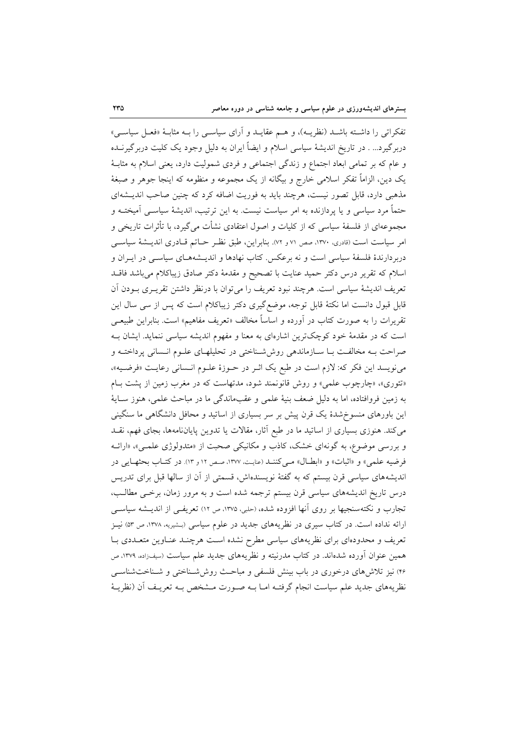تفکراتی را داشته باشد (نظریه)، و هم عقاید و آرای سیاسی را به مثابهٔ «فعل سیاسی» دربرگیرد... . در تاریخ اندیشهٔ سیاسی اسلام و ایضاً ایران به دلیل وجود یک کلیت دربرگیرنده و عام که بر تمامی ابعاد اجتماع و زندگی اجتماعی و فردی شمولیت دارد، یعنی اسلام به مثابهٔ یک دین، الزاماً تفکر اسلامی خارج و بیگانه از یک مجموعه و منظومه که اینجا جوهر و صبغهٔ مذهبی دارد، قابل تصور نیست، هرچند باید به فوریت اضافه کرد که چنین صاحب اندیشه‌ای حتماً مرد سیاسی و یا پردازنده به امر سیاست نیست. به این ترتیب، اندیشهٔ سیاسی آمیخته و مجموعه‌ای از فلسفهٔ سیاسی که از کلیات و اصول اعتقادی نشأت می‌گیرد، با تأثرات تاریخی و امر سیاست است (قادری، ۱۳۷۰، صص ۷۱ و ۷۲). بنابراین، طبق نظر حاتم قادری اندیشهٔ سیاسی دربردارندهٔ فلسفهٔ سیاسی است و نه برعکس. کتاب نهادها و اندیشه‌های سیاسی در ایران و اسلام که تقریر درس دکتر حمید عنایت با تصحیح و مقدمهٔ دکتر صادق زیباکلام می‌باشد فاقد تعریف اندیشهٔ سیاسی است. هرچند نبود تعریف را می‌توان با درنظر داشتن تقریری بودن آن قابل قبول دانست اما نکتهٔ قابل توجه، موضع‌گیری دکتر زیباکلام است که پس از سی سال این تقریرات را به صورت کتاب در آورده و اساساً مخالف «تعریف مفاهیم» است. بنابراین طبیعی است که در مقدمهٔ خود کوچک‌ترین اشاره‌ای به معنا و مفهوم اندیشه سیاسی ننماید. ایشان به صراحت به مخالفت با سازماندهی روش‌شناختی در تحلیلهای علوم انسانی پرداخته و می‌نویسد این فکر که: لازم است در طبع یک اثر در حوزهٔ علوم انسانی رعایت «فرضیه»، «تئوری»، «چارچوب علمی» و روش قانونمند شود، مدتهاست که در مغرب زمین از پشت بام به زمین فروافتاده، اما به دلیل ضعف بنیهٔ علمی و عقب‌ماندگی ما در مباحث علمی، هنوز سایهٔ این باورهای منسوخ‌شدهٔ یک قرن پیش بر سر بسیاری از اساتید و محافل دانشگاهی ما سنگینی می‌کند. هنوزی بسیاری از اساتید ما در طبع آثار، مقالات یا تدوین پایان‌نامه‌ها، بجای فهم، نقد و بررسی موضوع، به گونه‌ای خشک، کاذب و مکانیکی صحبت از «متدولوژی علمی»، «ارائه فرضیه علمی» و «اثبات» و «ابطال» می‌کنند (عنایت، ۱۳۷۷، صص ۱۲ و ۱۳). در کتاب بحثهایی در اندیشه‌های سیاسی قرن بیستم که به گفتهٔ نویسنده‌اش، قسمتی از آن از سالها قبل برای تدریس درس تاریخ اندیشه‌های سیاسی قرن بیستم ترجمه شده است و به مرور زمان، برخی مطالب، تجارب و نکته‌سنجیها بر روی آنها افزوده شده، (حلبی، ۱۳۷۵، ص ۱۲) تعریفی از اندیشه سیاسی ارائه نداده است. در کتاب سیری در نظریه‌های جدید در علوم سیاسی (بشیریه، ۱۳۷۸، ص ۵۳) نیز تعریف و محدوده‌ای برای نظریه‌های سیاسی مطرح نشده است هرچند عناوین متعددی با همین عنوان آورده شده‌اند. در کتاب مدرنیته و نظریه‌های جدید علم سیاست (سیف‌زاده، ۱۳۷۹، ص ۴۶) نیز تلاش‌های درخوری در باب بینش فلسفی و مباحث روش‌شناختی و شناخت‌شناسی نظریه‌های جدید علم سیاست انجام گرفته اما به صورت مشخص به تعریف آن (نظریهٔ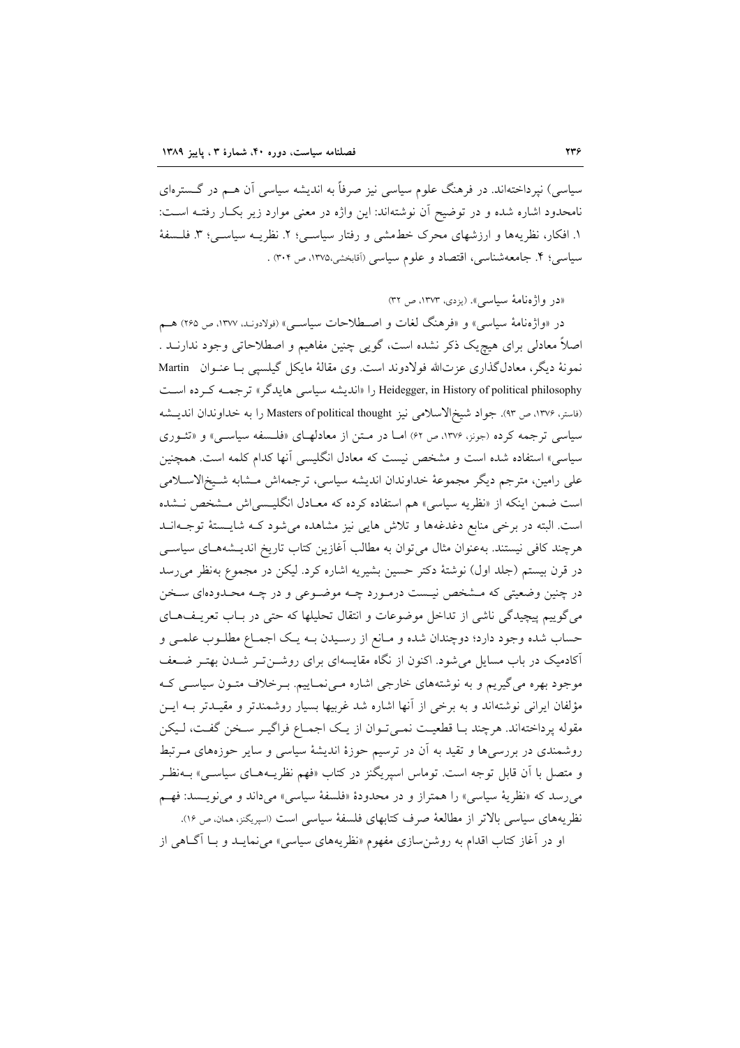سیاسی) نپرداخته‌اند. در فرهنگ علوم سیاسی نیز صرفاً به اندیشه سیاسی آن هم در گستره‌ای نامحدود اشاره شده و در توضیح آن نوشته‌اند: این واژه در معنی موارد زیر بکار رفته است: ۱. افکار، نظریه‌ها و ارزشهای محرک خط‌مشی و رفتار سیاسی؛ ۲. نظریه سیاسی؛ ۳. فلسفهٔ سیاسی؛ ۴. جامعه‌شناسی، اقتصاد و علوم سیاسی (آقابخشی،۱۳۷۵، ص ۳۰۴) .

«در واژه‌نامهٔ سیاسی». (یزدی، ۱۳۷۳، ص ۳۲)

در «واژه‌نامهٔ سیاسی» و «فرهنگ لغات و اصطلاحات سیاسی» (فولادوند، ۱۳۷۷، ص ۲۶۵) هم اصلاً معادلی برای هیچ‌یک ذکر نشده است، گویی چنین مفاهیم و اصطلاحاتی وجود ندارند . نمونهٔ دیگر، معادل‌گذاری عزت‌الله فولادوند است. وی مقالهٔ مایکل گیلسپی با عنوان Martin Heidegger, in History of political philosophy را «اندیشه سیاسی هایدگر» ترجمه کرده است (فاستر، ۱۳۷۶، ص ۹۳). جواد شیخ‌الاسلامی نیز Masters of political thought را به خداوندان اندیشه سیاسی ترجمه کرده (جونز، ۱۳۷۶، ص ۶۲) اما در متن از معادلهای «فلسفه سیاسی» و «تئوری سیاسی» استفاده شده است و مشخص نیست که معادل انگلیسی آنها کدام کلمه است. همچنین علی رامین، مترجم دیگر مجموعهٔ خداوندان اندیشه سیاسی، ترجمه‌اش مشابه شیخ‌الاسلامی است ضمن اینکه از «نظریه سیاسی» هم استفاده کرده که معادل انگلیسی‌اش مشخص نشده است. البته در برخی منابع دغدغه‌ها و تلاش هایی نیز مشاهده می‌شود که شایستهٔ توجه‌اند هرچند کافی نیستند. به‌عنوان مثال می‌توان به مطالب آغازین کتاب تاریخ اندیشه‌های سیاسی در قرن بیستم (جلد اول) نوشتهٔ دکتر حسین بشیریه اشاره کرد. لیکن در مجموع به‌نظر می‌رسد در چنین وضعیتی که مشخص نیست درمورد چه موضوعی و در چه محدوده‌ای سخن می‌گوییم پیچیدگی ناشی از تداخل موضوعات و انتقال تحلیلها که حتی در باب تعریف‌های حساب شده وجود دارد؛ دوچندان شده و مانع از رسیدن به یک اجماع مطلوب علمی و آکادمیک در باب مسایل می‌شود. اکنون از نگاه مقایسه‌ای برای روشن‌تر شدن بهتر ضعف موجود بهره می‌گیریم و به نوشته‌های خارجی اشاره می‌نماییم. برخلاف متون سیاسی که مؤلفان ایرانی نوشته‌اند و به برخی از آنها اشاره شد غربیها بسیار روشمندتر و مقیدتر به این مقوله پرداخته‌اند. هرچند با قطعیت نمی‌توان از یک اجماع فراگیر سخن گفت، لیکن روشمندی در بررسی‌ها و تقید به آن در ترسیم حوزهٔ اندیشهٔ سیاسی و سایر حوزه‌های مرتبط و متصل با آن قابل توجه است. توماس اسپریگنز در کتاب «فهم نظریه‌های سیاسی» به‌نظر می‌رسد که «نظریهٔ سیاسی» را همتراز و در محدودهٔ «فلسفهٔ سیاسی» می‌داند و می‌نویسد: فهم نظریه‌های سیاسی بالاتر از مطالعهٔ صرف کتابهای فلسفهٔ سیاسی است (اسپریگنز، همان، ص ۱۶).

او در آغاز کتاب اقدام به روشن‌سازی مفهوم «نظریه‌های سیاسی» می‌نماید و با آگاهی از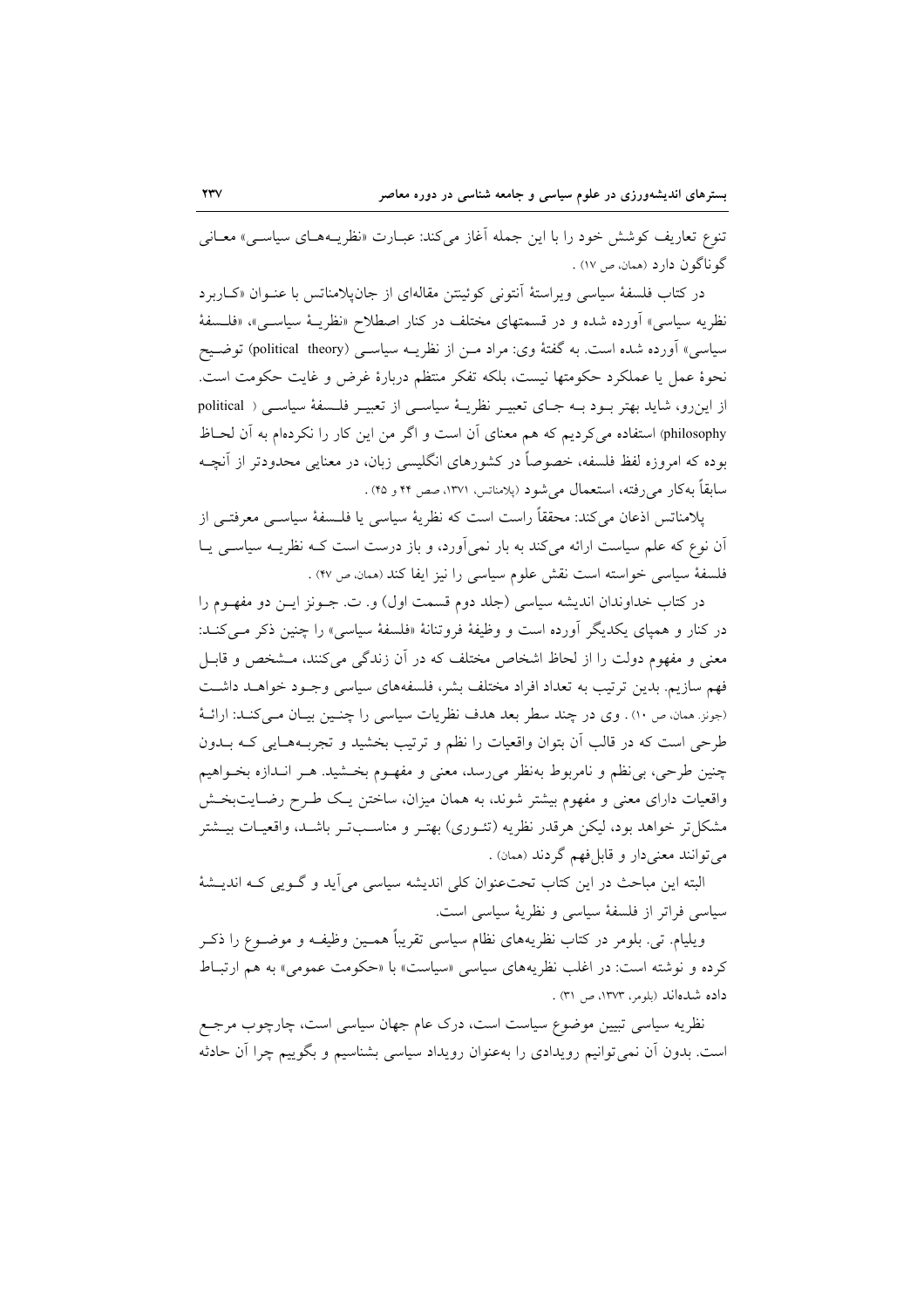تنوع تعاریف کوشش خود را با این جمله آغاز می‌کند: عبارت «نظریه‌های سیاسی» معانی گوناگون دارد (همان، ص ۱۷) .

در کتاب فلسفهٔ سیاسی ویراستهٔ آنتونی کوئینتن مقاله‌ای از جان‌پلامناتس با عنوان «کاربرد نظریه سیاسی» آورده شده و در قسمتهای مختلف در کنار اصطلاح «نظریهٔ سیاسی»، «فلسفهٔ سیاسی» آورده شده است. به گفتهٔ وی: مراد من از نظریه سیاسی (political theory) توضیح نحوهٔ عمل یا عملکرد حکومتها نیست، بلکه تفکر منتظم دربارهٔ غرض و غایت حکومت است. از این‌رو، شاید بهتر بود به جای تعبیر نظریهٔ سیاسی از تعبیر فلسفهٔ سیاسی ( political philosophy) استفاده می‌کردیم که هم معنای آن است و اگر من این کار را نکرده‌ام به آن لحاظ بوده که امروزه لفظ فلسفه، خصوصاً در کشورهای انگلیسی زبان، در معنایی محدودتر از آنچه سابقاً به‌کار می‌رفته، استعمال می‌شود (پلامناتس، ۱۳۷۱، صص ۴۴ و ۴۵) .

پلامناتس اذعان می‌کند: محققاً راست است که نظریهٔ سیاسی یا فلسفهٔ سیاسی معرفتی از آن نوع که علم سیاست ارائه می‌کند به بار نمی‌آورد، و باز درست است که نظریه سیاسی یا فلسفهٔ سیاسی خواسته است نقش علوم سیاسی را نیز ایفا کند (همان، ص ۴۷) .

در کتاب خداوندان اندیشه سیاسی (جلد دوم قسمت اول) و. ت. جونز این دو مفهوم را در کنار و همپای یکدیگر آورده است و وظیفهٔ فروتنانهٔ «فلسفهٔ سیاسی» را چنین ذکر می‌کند: معنی و مفهوم دولت را از لحاظ اشخاص مختلف که در آن زندگی می‌کنند، مشخص و قابل فهم سازیم. بدین ترتیب به تعداد افراد مختلف بشر، فلسفه‌های سیاسی وجود خواهد داشت (جونز، همان، ص ۱۰) . وی در چند سطر بعد هدف نظریات سیاسی را چنین بیان می‌کند: ارائهٔ طرحی است که در قالب آن بتوان واقعیات را نظم و ترتیب بخشید و تجربه‌هایی که بدون چنین طرحی، بی‌نظم و نامربوط به‌نظر می‌رسد، معنی و مفهوم بخشید. هر اندازه بخواهیم واقعیات دارای معنی و مفهوم بیشتر شوند، به همان میزان، ساختن یک طرح رضایت‌بخش مشکل‌تر خواهد بود، لیکن هرقدر نظریه (تئوری) بهتر و مناسب‌تر باشد، واقعیات بیشتر می‌توانند معنی‌دار و قابل‌فهم گردند (همان) .

البته این مباحث در این کتاب تحت‌عنوان کلی اندیشه سیاسی می‌آید و گویی که اندیشهٔ سیاسی فراتر از فلسفهٔ سیاسی و نظریهٔ سیاسی است.

ویلیام. تی. بلومر در کتاب نظریه‌های نظام سیاسی تقریباً همین وظیفه و موضوع را ذکر کرده و نوشته است: در اغلب نظریه‌های سیاسی «سیاست» با «حکومت عمومی» به هم ارتباط داده شده‌اند (بلومر، ۱۳۷۳، ص ۳۱) .

نظریه سیاسی تبیین موضوع سیاست است، درک عام جهان سیاسی است، چارچوب مرجع است. بدون آن نمی‌توانیم رویدادی را به‌عنوان رویداد سیاسی بشناسیم و بگوییم چرا آن حادثه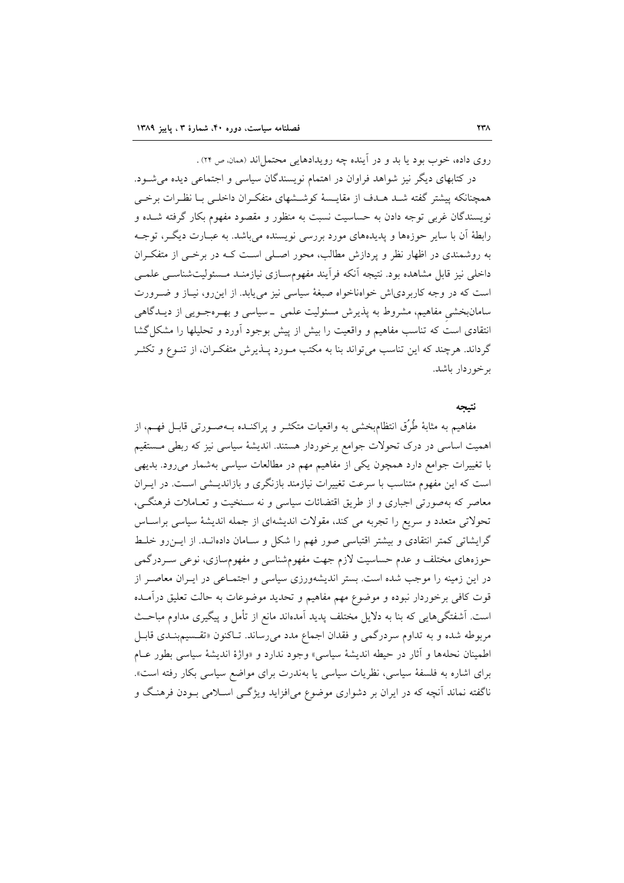روی داده، خوب بود یا بد و در آینده چه رویدادهایی محتمل‌اند (همان، ص ۲۴) .

در کتابهای دیگر نیز شواهد فراوان در اهتمام نویسندگان سیاسی و اجتماعی دیده می‌شود. همچنانکه پیشتر گفته شد هدف از مقایسهٔ کوششهای متفکران داخلی با نظرات برخی نویسندگان غربی توجه دادن به حساسیت نسبت به منظور و مقصود مفهوم بکار گرفته شده و رابطهٔ آن با سایر حوزه‌ها و پدیده‌های مورد بررسی نویسنده می‌باشد. به عبارت دیگر، توجه به روشمندی در اظهار نظر و پردازش مطالب، محور اصلی است که در برخی از متفکران داخلی نیز قابل مشاهده بود. نتیجه آنکه فرآیند مفهوم‌سازی نیازمند مسئولیت‌شناسی علمی است که در وجه کاربردی‌اش خواهناخواه صبغهٔ سیاسی نیز می‌یابد. از این‌رو، نیاز و ضرورت سامان‌بخشی مفاهیم، مشروط به پذیرش مسئولیت علمی ـ سیاسی و بهره‌جویی از دیدگاهی انتقادی است که تناسب مفاهیم و واقعیت را بیش از پیش بوجود آورد و تحلیلها را مشکل‌گشا گرداند. هرچند که این تناسب می‌تواند بنا به مکتب مورد پذیرش متفکران، از تنوع و تکثر برخوردار باشد.

## نتیجه

مفاهیم به مثابهٔ طُرُق انتظام‌بخشی به واقعیات متکثر و پراکنده بـه‌صورتی قابل فهم، از اهمیت اساسی در درک تحولات جوامع برخوردار هستند. اندیشهٔ سیاسی نیز که ربطی مستقیم با تغییرات جوامع دارد همچون یکی از مفاهیم مهم در مطالعات سیاسی به‌شمار می‌رود. بدیهی است که این مفهوم متناسب با سرعت تغییرات نیازمند بازنگری و بازاندیشی است. در ایران معاصر که به‌صورتی اجباری و از طریق اقتضائات سیاسی و نه سنخیت و تعاملات فرهنگی، تحولاتی متعدد و سریع را تجربه می کند، مقولات اندیشه‌ای از جمله اندیشهٔ سیاسی براساس گرایشاتی کمتر انتقادی و بیشتر اقتباسی صور فهم را شکل و سامان داده‌اند. از این‌رو خلط حوزه‌های مختلف و عدم حساسیت لازم جهت مفهوم‌شناسی و مفهوم‌سازی، نوعی سردرگمی در این زمینه را موجب شده است. بستر اندیشه‌ورزی سیاسی و اجتماعی در ایران معاصر از قوت کافی برخوردار نبوده و موضوع مهم مفاهیم و تحدید موضوعات به حالت تعلیق درآمده است. آشفتگی‌هایی که بنا به دلایل مختلف پدید آمده‌اند مانع از تأمل و پیگیری مداوم مباحث مربوطه شده و به تداوم سردرگمی و فقدان اجماع مدد می‌رساند. تاکنون «تقسیم‌بندی قابل اطمینان نحله‌ها و آثار در حیطه اندیشهٔ سیاسی» وجود ندارد و «واژهٔ اندیشهٔ سیاسی بطور عام برای اشاره به فلسفهٔ سیاسی، نظریات سیاسی یا به‌ندرت برای مواضع سیاسی بکار رفته است». ناگفته نماند آنچه که در ایران بر دشواری موضوع می‌افزاید ویژگی اسلامی بودن فرهنگ و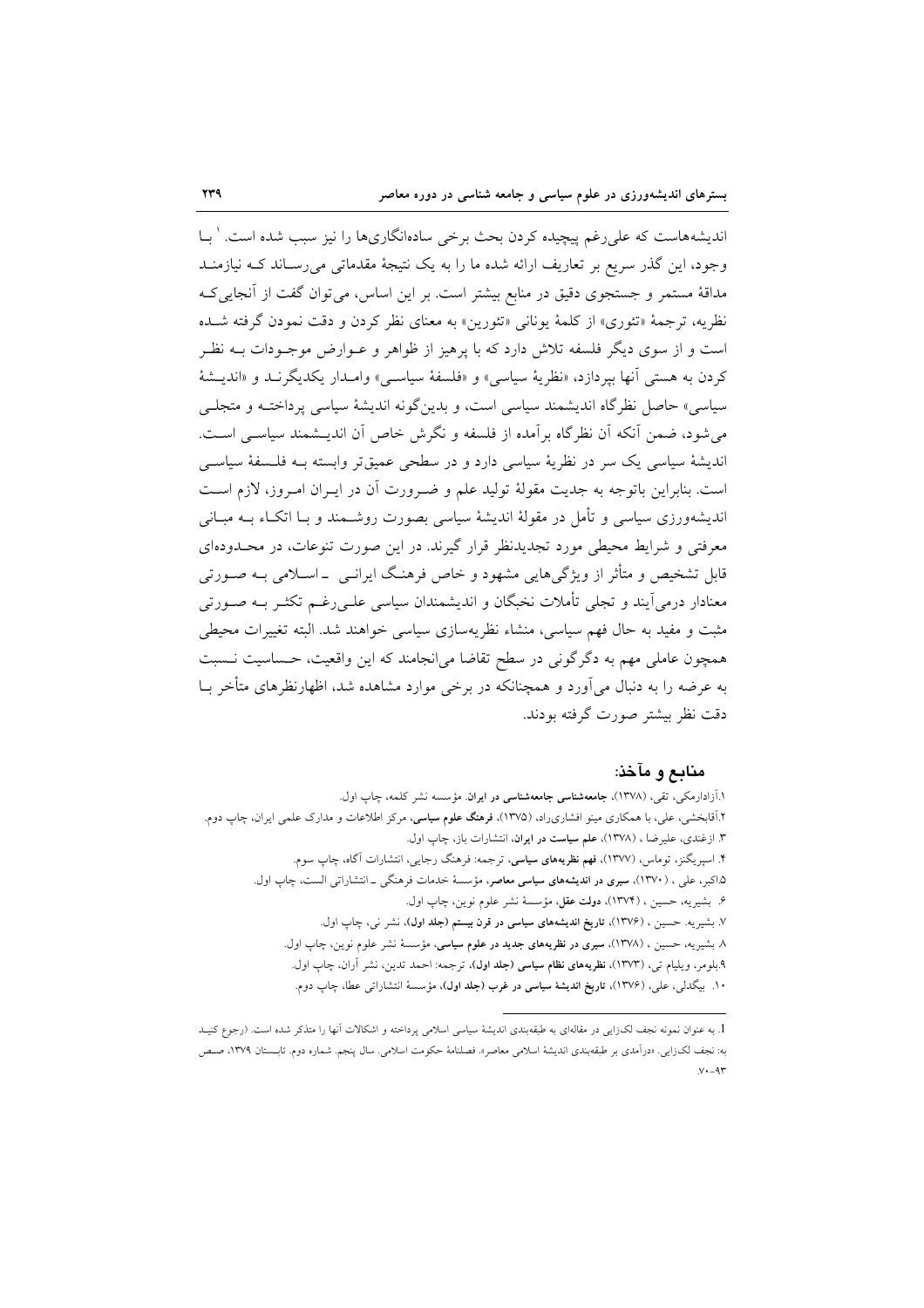اندیشه‌هاست که علی‌رغم پیچیده کردن بحث برخی ساده‌انگاری‌ها را نیز سبب شده است.[1] با وجود، این گذر سریع بر تعاریف ارائه شده ما را به یک نتیجهٔ مقدماتی می‌رساند که نیازمند مداقهٔ مستمر و جستجوی دقیق در منابع بیشتر است. بر این اساس، می‌توان گفت از آنجایی‌که نظریه، ترجمهٔ «تئوری» از کلمهٔ یونانی «تئورین» به معنای نظر کردن و دقت نمودن گرفته شده است و از سوی دیگر فلسفه تلاش دارد که با پرهیز از ظواهر و عوارض موجودات به نظر کردن به هستی آنها بپردازد، «نظریهٔ سیاسی» و «فلسفهٔ سیاسی» وامدار یکدیگرند و «اندیشهٔ سیاسی» حاصل نظرگاه اندیشمند سیاسی است، و بدین‌گونه اندیشهٔ سیاسی پرداخته و متجلی می‌شود، ضمن آنکه آن نظرگاه برآمده از فلسفه و نگرش خاص آن اندیشمند سیاسی است. اندیشهٔ سیاسی یک سر در نظریهٔ سیاسی دارد و در سطحی عمیق‌تر وابسته به فلسفهٔ سیاسی است. بنابراین باتوجه به جدیت مقولهٔ تولید علم و ضرورت آن در ایران امروز، لازم است اندیشه‌ورزی سیاسی و تأمل در مقولهٔ اندیشهٔ سیاسی بصورت روشمند و با اتکاء به مبانی معرفتی و شرایط محیطی مورد تجدیدنظر قرار گیرند. در این صورت تنوعات، در محدوده‌ای قابل تشخیص و متأثر از ویژگی‌هایی مشهود و خاص فرهنگ ایرانی ـ اسلامی به صورتی معنادار درمی‌آیند و تجلی تأملات نخبگان و اندیشمندان سیاسی علی‌رغم تکثر به صورتی مثبت و مفید به حال فهم سیاسی، منشاء نظریه‌سازی سیاسی خواهند شد. البته تغییرات محیطی همچون عاملی مهم به دگرگونی در سطح تقاضا می‌انجامند که این واقعیت، حساسیت نسبت به عرضه را به دنبال می‌آورد و همچنانکه در برخی موارد مشاهده شد، اظهارنظرهای متأخر با دقت نظر بیشتر صورت گرفته بودند.

## منابع و مآخذ:

۱.آزادارمکی، تقی، (۱۳۷۸)، **جامعه‌شناسی جامعه‌شناسی در ایران**. مؤسسه نشر کلمه، چاپ اول.

۲.آقابخشی، علی، با همکاری مینو افشاری‌راد، (۱۳۷۵)، **فرهنگ علوم سیاسی**، مرکز اطلاعات و مدارک علمی ایران، چاپ دوم.

۳. ازغندی، علیرضا ، (۱۳۷۸)، **علم سیاست در ایران**، انتشارات باز، چاپ اول.

۴. اسپریگنز، توماس، (۱۳۷۷)، **فهم نظریه‌های سیاسی**، ترجمه: فرهنگ رجایی، انتشارات آگاه، چاپ سوم.

۵.اکبر، علی ، (۱۳۷۰)، **سیری در اندیشه‌های سیاسی معاصر**، مؤسسهٔ خدمات فرهنگی ـ انتشاراتی الست، چاپ اول.

۶. بشیریه، حسین ، (۱۳۷۴)، **دولت عقل**، مؤسسهٔ نشر علوم نوین، چاپ اول.

۷. بشیریه. حسین ، (۱۳۷۶)، **تاریخ اندیشه‌های سیاسی در قرن بیستم (جلد اول)**، نشر نی، چاپ اول.

۸. بشیریه، حسین ، (۱۳۷۸)، **سیری در نظریه‌های جدید در علوم سیاسی**، مؤسسهٔ نشر علوم نوین، چاپ اول.

۹.بلومر، ویلیام تی، (۱۳۷۳)، **نظریه‌های نظام سیاسی (جلد اول)**، ترجمه: احمد تدین، نشر آران، چاپ اول.

۱۰. بیگدلی، علی، (۱۳۷۶)، **تاریخ اندیشهٔ سیاسی در غرب (جلد اول)**، مؤسسهٔ انتشاراتی عطا، چاپ دوم.

---

1. به عنوان نمونه نجف لک‌زایی در مقاله‌ای به طبقه‌بندی اندیشهٔ سیاسی اسلامی پرداخته و اشکالات آنها را متذکر شده است. (رجوع کنید به: نجف لک‌زایی. «درآمدی بر طبقه‌بندی اندیشهٔ اسلامی معاصر». فصلنامهٔ حکومت اسلامی. سال پنجم. شماره دوم. تابستان ۱۳۷۹، صص ۷۰-۹۳.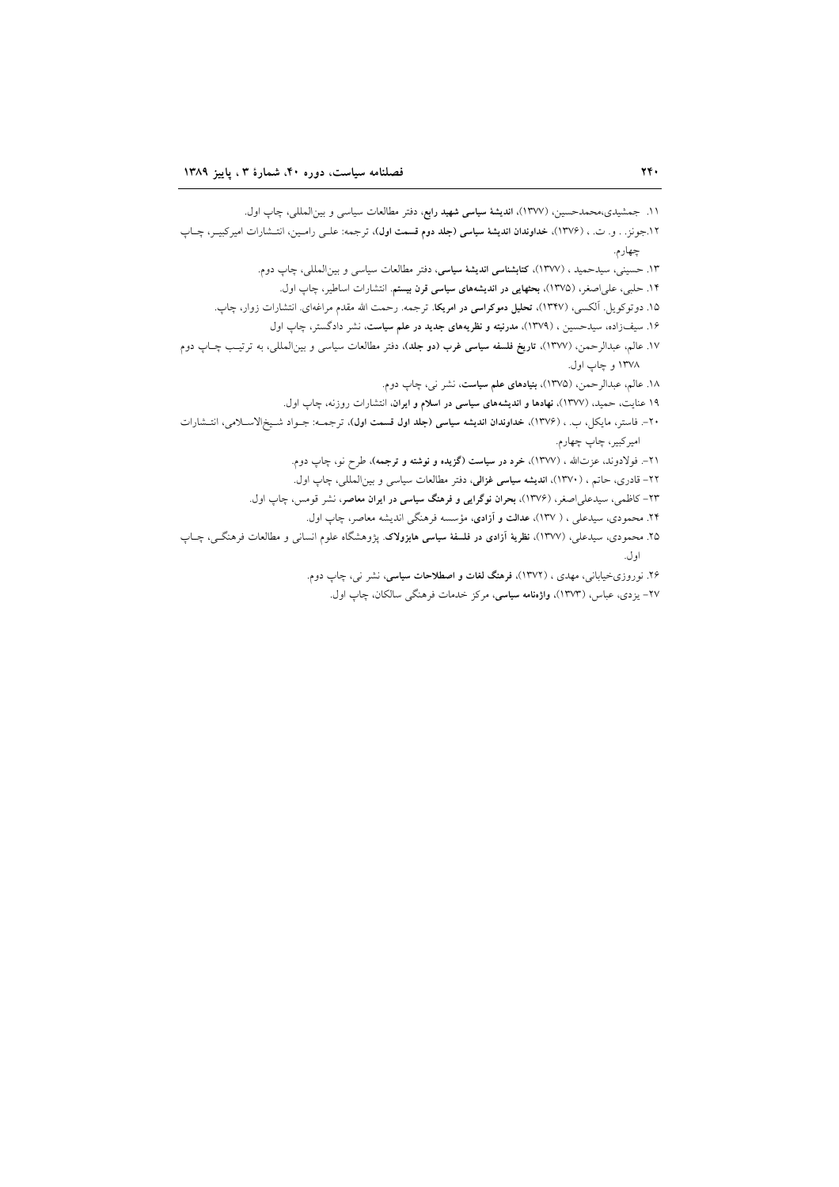۱۱. جمشیدی،محمدحسین، (۱۳۷۷)، **اندیشهٔ سیاسی شهید رابع**، دفتر مطالعات سیاسی و بین‌المللی، چاپ اول.

۱۲.جونز. . و. ت. ، (۱۳۷۶)، **خداوندان اندیشهٔ سیاسی (جلد دوم قسمت اول)**، ترجمه: علـی رامـین، انتـشارات امیرکبیـر، چـاپ چهارم.

۱۳. حسینی، سیدحمید ، (۱۳۷۷)، **کتابشناسی اندیشهٔ سیاسی**، دفتر مطالعات سیاسی و بین‌المللی، چاپ دوم.

۱۴. حلبی، علی‌اصغر، (۱۳۷۵)، **بحثهایی در اندیشه‌های سیاسی قرن بیستم**. انتشارات اساطیر، چاپ اول.

۱۵. دوتوکویل. آلکسی، (۱۳۴۷)، **تحلیل دموکراسی در امریکا**. ترجمه. رحمت الله مقدم مراغه‌ای. انتشارات زوار، چاپ.

۱۶. سیف‌زاده، سیدحسین ، (۱۳۷۹)، **مدرنیته و نظریه‌های جدید در علم سیاست**، نشر دادگستر، چاپ اول

۱۷. عالم، عبدالرحمن، (۱۳۷۷)، **تاریخ فلسفه سیاسی غرب (دو جلد)**، دفتر مطالعات سیاسی و بین‌المللی، به ترتیـب چـاپ دوم ۱۳۷۸ و چاپ اول.

۱۸. عالم، عبدالرحمن، (۱۳۷۵)، **بنیادهای علم سیاست**، نشر نی، چاپ دوم.

۱۹ عنایت، حمید، (۱۳۷۷)، **نهادها و اندیشه‌های سیاسی در اسلام و ایران**، انتشارات روزنه، چاپ اول.

۲۰-. فاستر، مایکل، ب. ، (۱۳۷۶)، **خداوندان اندیشه سیاسی (جلد اول قسمت اول)**، ترجمـه: جـواد شـیخ‌الاسـلامی، انتـشارات امیرکبیر، چاپ چهارم.

۲۱-. فولادوند، عزت‌الله ، (۱۳۷۷)، **خرد در سیاست (گزیده و نوشته و ترجمه)**، طرح نو، چاپ دوم.

۲۲- قادری، حاتم ، (۱۳۷۰)، **اندیشه سیاسی غزالی**، دفتر مطالعات سیاسی و بین‌المللی، چاپ اول.

۲۳- کاظمی، سیدعلی‌اصغر، (۱۳۷۶)، **بحران نوگرایی و فرهنگ سیاسی در ایران معاصر**، نشر قومس، چاپ اول.

۲۴. محمودی، سیدعلی ، ( ۱۳۷)، **عدالت و آزادی**، مؤسسه فرهنگی اندیشه معاصر، چاپ اول.

۲۵. محمودی، سیدعلی، (۱۳۷۷)، **نظریهٔ آزادی در فلسفهٔ سیاسی هابزولاک**. پژوهشگاه علوم انسانی و مطالعات فرهنگـی، چـاپ اول.

۲۶. نوروزی‌خیابانی، مهدی ، (۱۳۷۲)، **فرهنگ لغات و اصطلاحات سیاسی**، نشر نی، چاپ دوم.

۲۷- یزدی، عباس، (۱۳۷۳)، **واژه‌نامه سیاسی**، مرکز خدمات فرهنگی سالکان، چاپ اول.